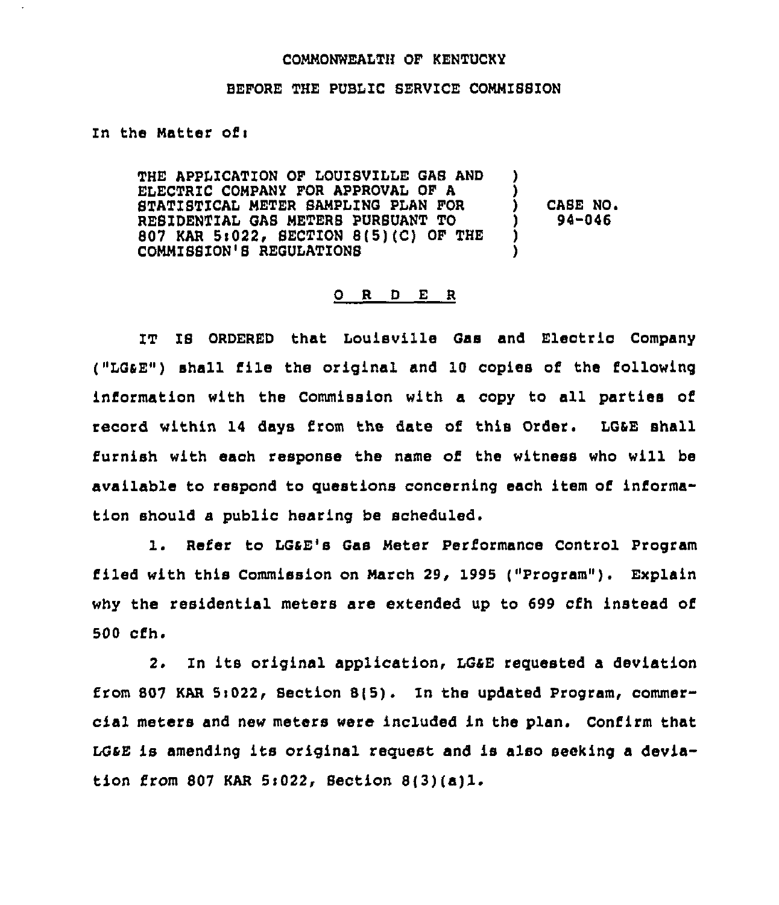COMMONWEALTH OF KENTUCKY

BEFORE THE PUBLIC SERVICE COMMISSION

In the Matter of:

| | | |
|---|---|---|
| THE APPLICATION OF LOUISVILLE GAS AND ELECTRIC COMPANY FOR APPROVAL OF A STATISTICAL METER SAMPLING PLAN FOR RESIDENTIAL GAS METERS PURSUANT TO 807 KAR 5:022, SECTION 8(5)(C) OF THE COMMISSION'S REGULATIONS | ) | CASE NO. 94-046 |

## O R D E R

IT IS ORDERED that Louisville Gas and Electric Company ("LG&E") shall file the original and 10 copies of the following information with the Commission with a copy to all parties of record within 14 days from the date of this Order. LG&E shall furnish with each response the name of the witness who will be available to respond to questions concerning each item of information should a public hearing be scheduled.

1. Refer to LG&E's Gas Meter Performance Control Program filed with this Commission on March 29, 1995 ("Program"). Explain why the residential meters are extended up to 699 cfh instead of 500 cfh.

2. In its original application, LG&E requested a deviation from 807 KAR 5:022, Section 8(5). In the updated Program, commercial meters and new meters were included in the plan. Confirm that LG&E is amending its original request and is also seeking a deviation from 807 KAR 5:022, Section 8(3)(a)1.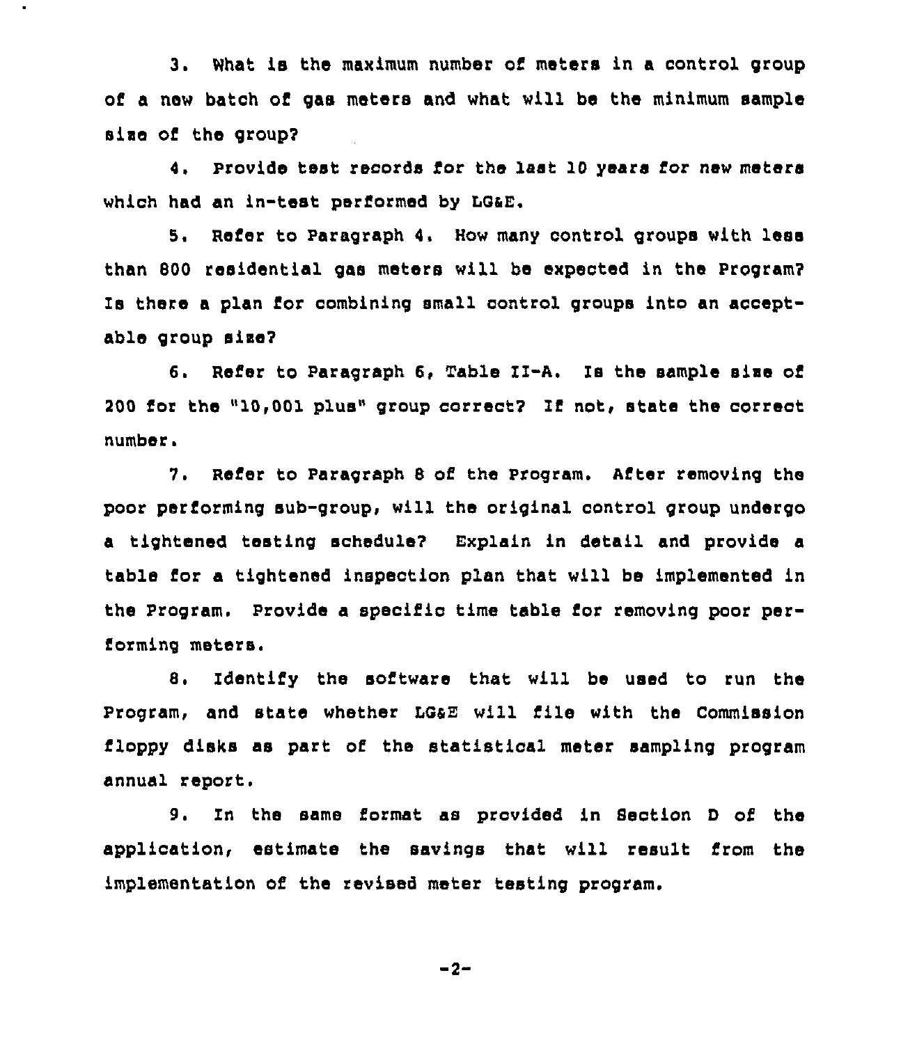3. What is the maximum number of meters in a control group of a new batch of gas meters and what will be the minimum sample size of the group?

4. Provide test records for the last 10 years for new meters which had an in-test performed by LG&E.

5. Refer to Paragraph 4. How many control groups with less than 800 residential gas meters will be expected in the Program? Is there a plan for combining small control groups into an acceptable group size?

6. Refer to Paragraph 6, Table II-A. Is the sample size of 200 for the "10,001 plus" group correct? If not, state the correct number.

7. Refer to Paragraph 8 of the Program. After removing the poor performing sub-group, will the original control group undergo a tightened testing schedule? Explain in detail and provide a table for a tightened inspection plan that will be implemented in the Program. Provide a specific time table for removing poor performing meters.

8. Identify the software that will be used to run the Program, and state whether LG&E will file with the Commission floppy disks as part of the statistical meter sampling program annual report.

9. In the same format as provided in Section D of the application, estimate the savings that will result from the implementation of the revised meter testing program.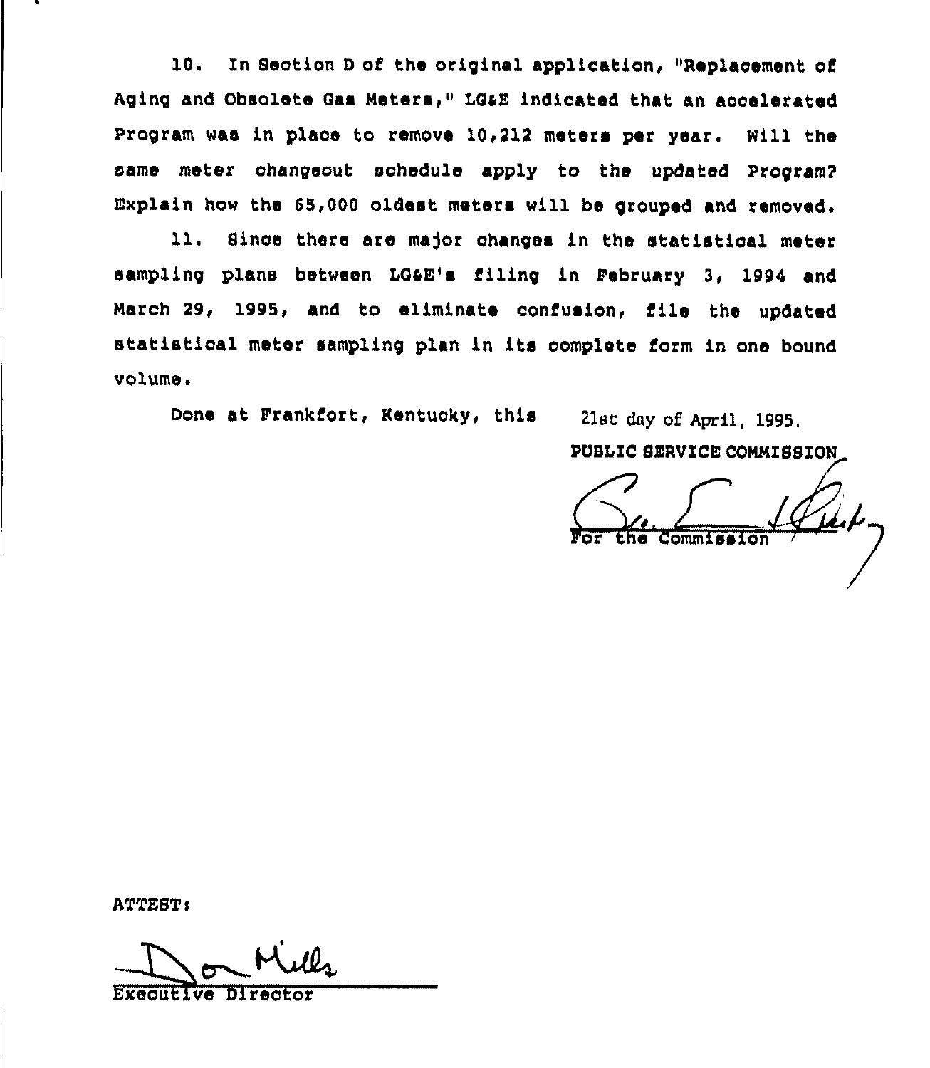10. In Section D of the original application, "Replacement of Aging and Obsolete Gas Meters," LG&E indicated that an accelerated Program was in place to remove 10,212 meters per year. Will the same meter changeout schedule apply to the updated Program? Explain how the 65,000 oldest meters will be grouped and removed.

11. Since there are major changes in the statistical meter sampling plans between LG&E's filing in February 3, 1994 and March 29, 1995, and to eliminate confusion, file the updated statistical meter sampling plan in its complete form in one bound volume.

Done at Frankfort, Kentucky, this 21st day of April, 1995.

PUBLIC SERVICE COMMISSION

For the Commission

ATTEST:

Executive Director